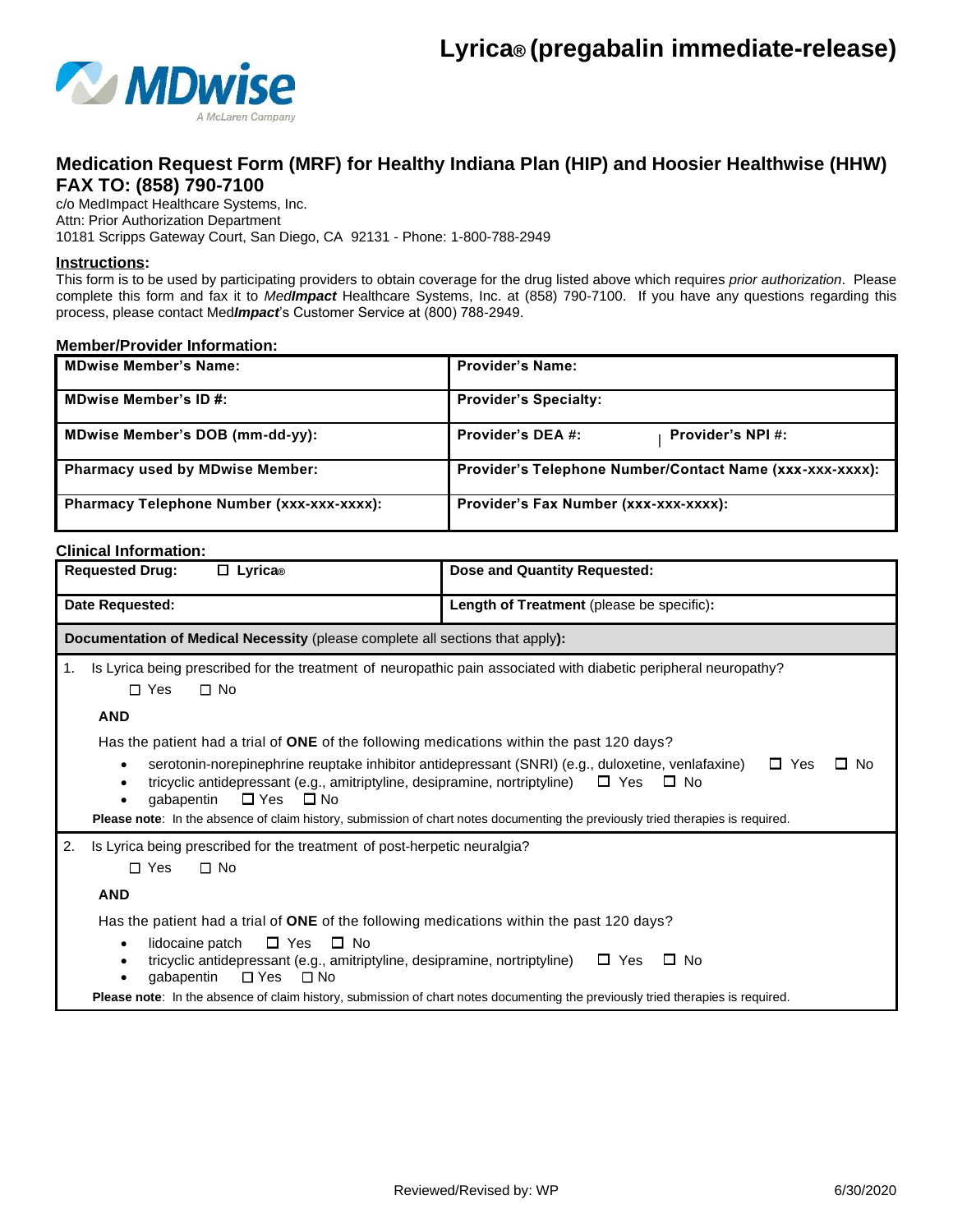# Lyrica® (pregabalin immediate-release)

MDwise
A McLaren Company

## Medication Request Form (MRF) for Healthy Indiana Plan (HIP) and Hoosier Healthwise (HHW)

## FAX TO: (858) 790-7100

c/o MedImpact Healthcare Systems, Inc.
Attn: Prior Authorization Department
10181 Scripps Gateway Court, San Diego, CA 92131 - Phone: 1-800-788-2949

**Instructions:**
This form is to be used by participating providers to obtain coverage for the drug listed above which requires *prior authorization*. Please complete this form and fax it to *Med**Impact*** Healthcare Systems, Inc. at (858) 790-7100. If you have any questions regarding this process, please contact Med***Impact***'s Customer Service at (800) 788-2949.

**Member/Provider Information:**

| **MDwise Member's Name:** | **Provider's Name:** |
|---|---|
| **MDwise Member's ID #:** | **Provider's Specialty:** |
| **MDwise Member's DOB (mm-dd-yy):** | **Provider's DEA #:** \| **Provider's NPI #:** |
| **Pharmacy used by MDwise Member:** | **Provider's Telephone Number/Contact Name (xxx-xxx-xxxx):** |
| **Pharmacy Telephone Number (xxx-xxx-xxxx):** | **Provider's Fax Number (xxx-xxx-xxxx):** |

**Clinical Information:**

| **Requested Drug:** ☐ **Lyrica®** | **Dose and Quantity Requested:** |
|---|---|
| **Date Requested:** | **Length of Treatment** (please be specific)**:** |

**Documentation of Medical Necessity** (please complete all sections that apply**):**

1. Is Lyrica being prescribed for the treatment of neuropathic pain associated with diabetic peripheral neuropathy?
   ☐ Yes ☐ No

   **AND**

   Has the patient had a trial of **ONE** of the following medications within the past 120 days?
   - serotonin-norepinephrine reuptake inhibitor antidepressant (SNRI) (e.g., duloxetine, venlafaxine) ☐ Yes ☐ No
   - tricyclic antidepressant (e.g., amitriptyline, desipramine, nortriptyline) ☐ Yes ☐ No
   - gabapentin ☐ Yes ☐ No

   **Please note**: In the absence of claim history, submission of chart notes documenting the previously tried therapies is required.

2. Is Lyrica being prescribed for the treatment of post-herpetic neuralgia?
   ☐ Yes ☐ No

   **AND**

   Has the patient had a trial of **ONE** of the following medications within the past 120 days?
   - lidocaine patch ☐ Yes ☐ No
   - tricyclic antidepressant (e.g., amitriptyline, desipramine, nortriptyline) ☐ Yes ☐ No
   - gabapentin ☐ Yes ☐ No

   **Please note**: In the absence of claim history, submission of chart notes documenting the previously tried therapies is required.

Reviewed/Revised by: WP 6/30/2020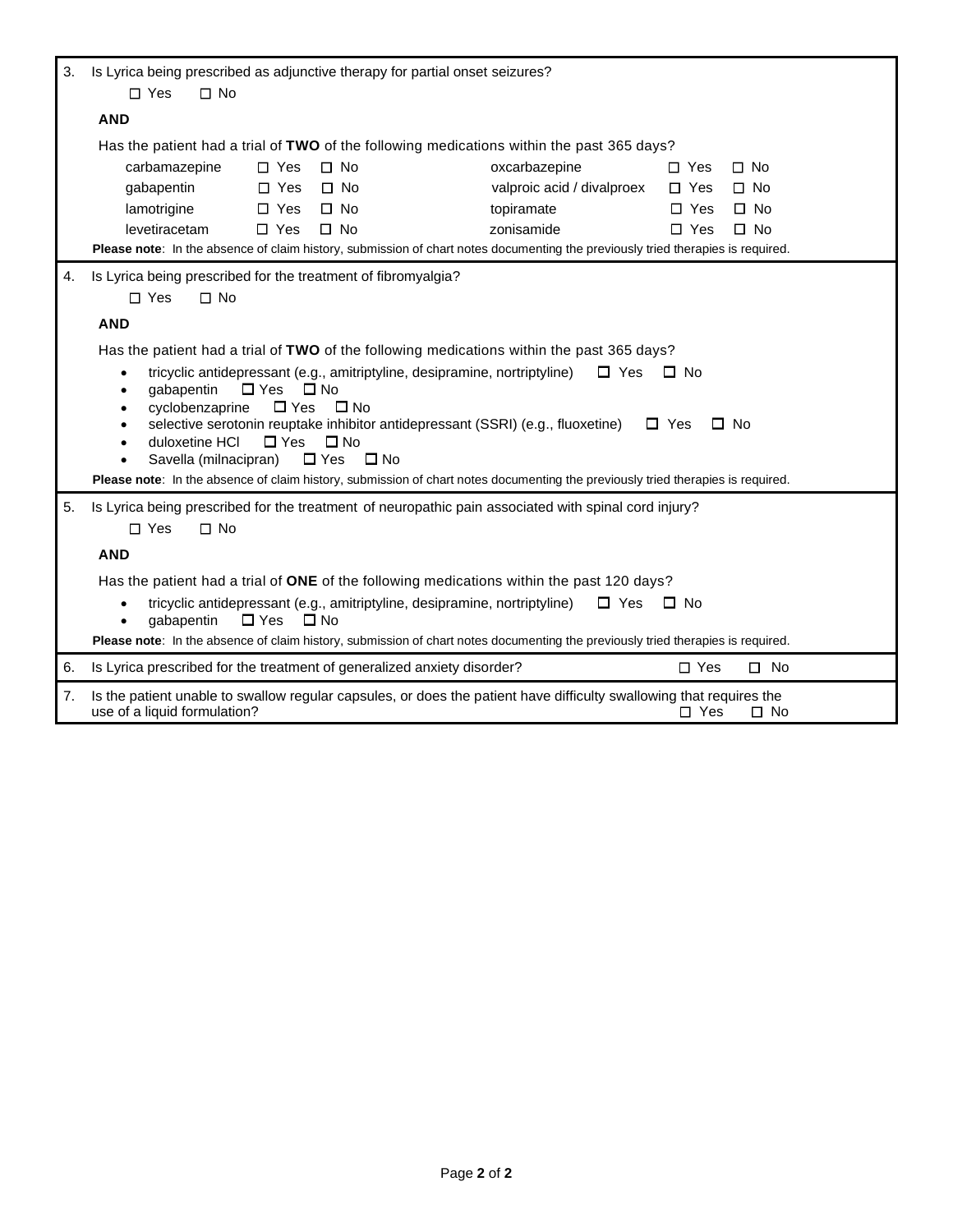3. Is Lyrica being prescribed as adjunctive therapy for partial onset seizures?

   ☐ Yes ☐ No

   **AND**

   Has the patient had a trial of **TWO** of the following medications within the past 365 days?

| | | | | | |
|---|---|---|---|---|---|
| carbamazepine | ☐ Yes | ☐ No | oxcarbazepine | ☐ Yes | ☐ No |
| gabapentin | ☐ Yes | ☐ No | valproic acid / divalproex | ☐ Yes | ☐ No |
| lamotrigine | ☐ Yes | ☐ No | topiramate | ☐ Yes | ☐ No |
| levetiracetam | ☐ Yes | ☐ No | zonisamide | ☐ Yes | ☐ No |

   **Please note**: In the absence of claim history, submission of chart notes documenting the previously tried therapies is required.

4. Is Lyrica being prescribed for the treatment of fibromyalgia?

   ☐ Yes ☐ No

   **AND**

   Has the patient had a trial of **TWO** of the following medications within the past 365 days?

   - tricyclic antidepressant (e.g., amitriptyline, desipramine, nortriptyline) ☐ Yes ☐ No
   - gabapentin ☐ Yes ☐ No
   - cyclobenzaprine ☐ Yes ☐ No
   - selective serotonin reuptake inhibitor antidepressant (SSRI) (e.g., fluoxetine) ☐ Yes ☐ No
   - duloxetine HCl ☐ Yes ☐ No
   - Savella (milnacipran) ☐ Yes ☐ No

   **Please note**: In the absence of claim history, submission of chart notes documenting the previously tried therapies is required.

5. Is Lyrica being prescribed for the treatment of neuropathic pain associated with spinal cord injury?

   ☐ Yes ☐ No

   **AND**

   Has the patient had a trial of **ONE** of the following medications within the past 120 days?

   - tricyclic antidepressant (e.g., amitriptyline, desipramine, nortriptyline) ☐ Yes ☐ No
   - gabapentin ☐ Yes ☐ No

   **Please note**: In the absence of claim history, submission of chart notes documenting the previously tried therapies is required.

6. Is Lyrica prescribed for the treatment of generalized anxiety disorder? ☐ Yes ☐ No

7. Is the patient unable to swallow regular capsules, or does the patient have difficulty swallowing that requires the use of a liquid formulation? ☐ Yes ☐ No